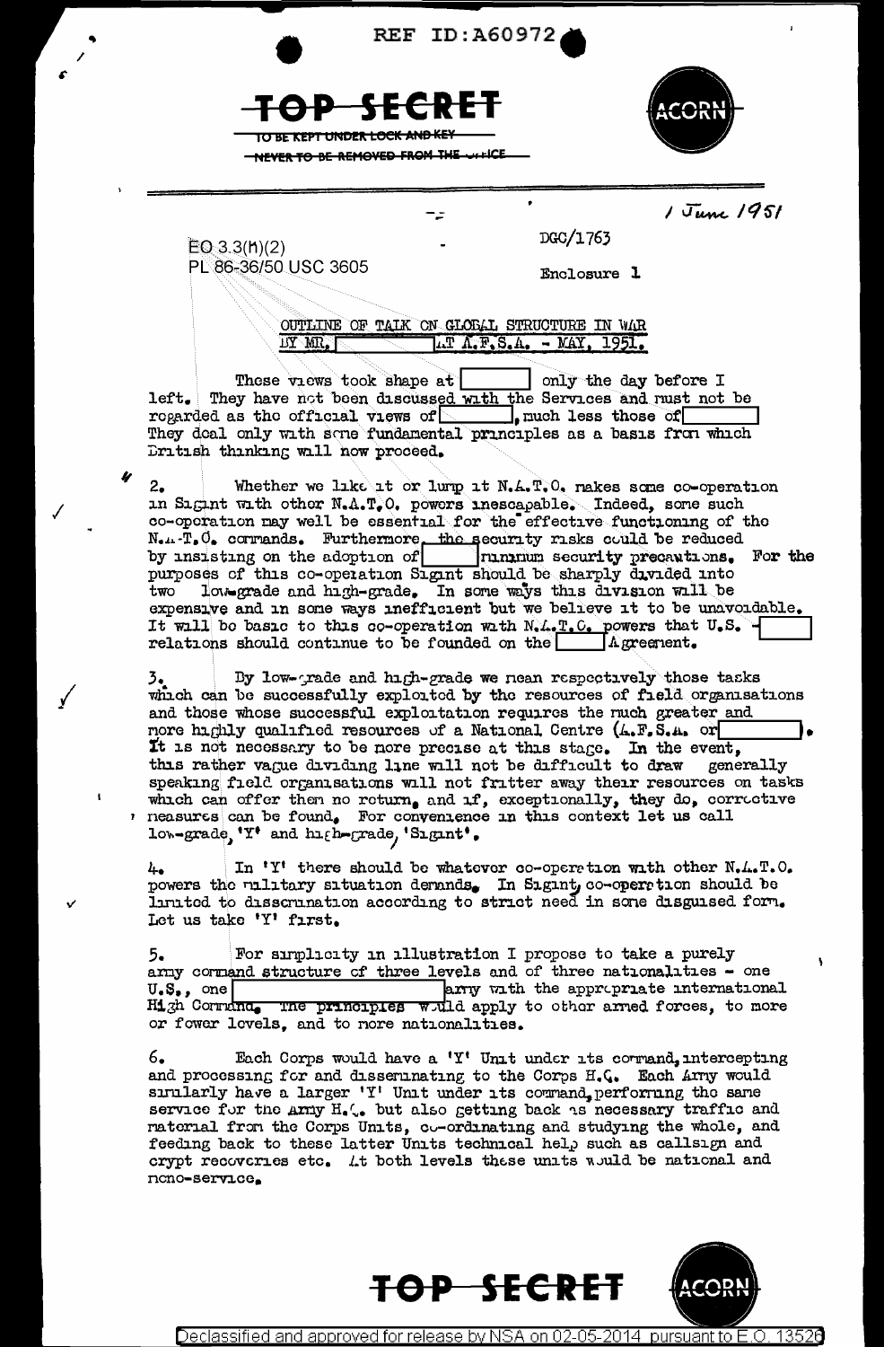REF ID:A60972

**TOP SECRET**

TO BE KEPT UNDER LOCK AND KEY

NEVER TO BE REMOVED FROM THE OFFICE

ACORN

1 June 1951

EO 3.3(h)(2)
PL 86-36/50 USC 3605

DGC/1763

Enclosure 1

OUTLINE OF TALK ON GLOBAL STRUCTURE IN WAR BY MR. [ ] AT A.F.S.A. - MAY, 1951.

These views took shape at [ ] only the day before I left. They have not been discussed with the Services and must not be regarded as the official views of [ ], much less those of [ ]. They deal only with some fundamental principles as a basis from which British thinking will now proceed.

2. Whether we like it or lump it N.A.T.O. makes some co-operation in Sigint with other N.A.T.O. powers inescapable. Indeed, some such co-operation may well be essential for the effective functioning of the N.A.T.O. commands. Furthermore, the security risks could be reduced by insisting on the adoption of [ ] minimum security precautions. For the purposes of this co-operation Sigint should be sharply divided into two low-grade and high-grade. In some ways this division will be expensive and in some ways inefficient but we believe it to be unavoidable. It will be basic to this co-operation with N.A.T.O. powers that U.S. - [ ] relations should continue to be founded on the [ ] Agreement.

3. By low-grade and high-grade we mean respectively those tasks which can be successfully exploited by the resources of field organisations and those whose successful exploitation requires the much greater and more highly qualified resources of a National Centre (A.F.S.A. or [ ]). It is not necessary to be more precise at this stage. In the event, this rather vague dividing line will not be difficult to draw generally speaking field organisations will not fritter away their resources on tasks which can offer them no return, and if, exceptionally, they do, corrective measures can be found. For convenience in this context let us call low-grade, 'Y' and high-grade, 'Sigint'.

4. In 'Y' there should be whatever co-operation with other N.A.T.O. powers the military situation demands. In Sigint, co-operation should be limited to dissemination according to strict need in some disguised form. Let us take 'Y' first.

5. For simplicity in illustration I propose to take a purely army command structure of three levels and of three nationalities - one U.S., one [ ] army with the appropriate international High Command. The principles would apply to other armed forces, to more or fewer levels, and to more nationalities.

6. Each Corps would have a 'Y' Unit under its command, intercepting and processing for and disseminating to the Corps H.Q. Each Army would similarly have a larger 'Y' Unit under its command, performing the same service for the Army H.Q. but also getting back as necessary traffic and material from the Corps Units, co-ordinating and studying the whole, and feeding back to these latter Units technical help such as callsign and crypt recoveries etc. At both levels these units would be national and mono-service.

**TOP SECRET**

ACORN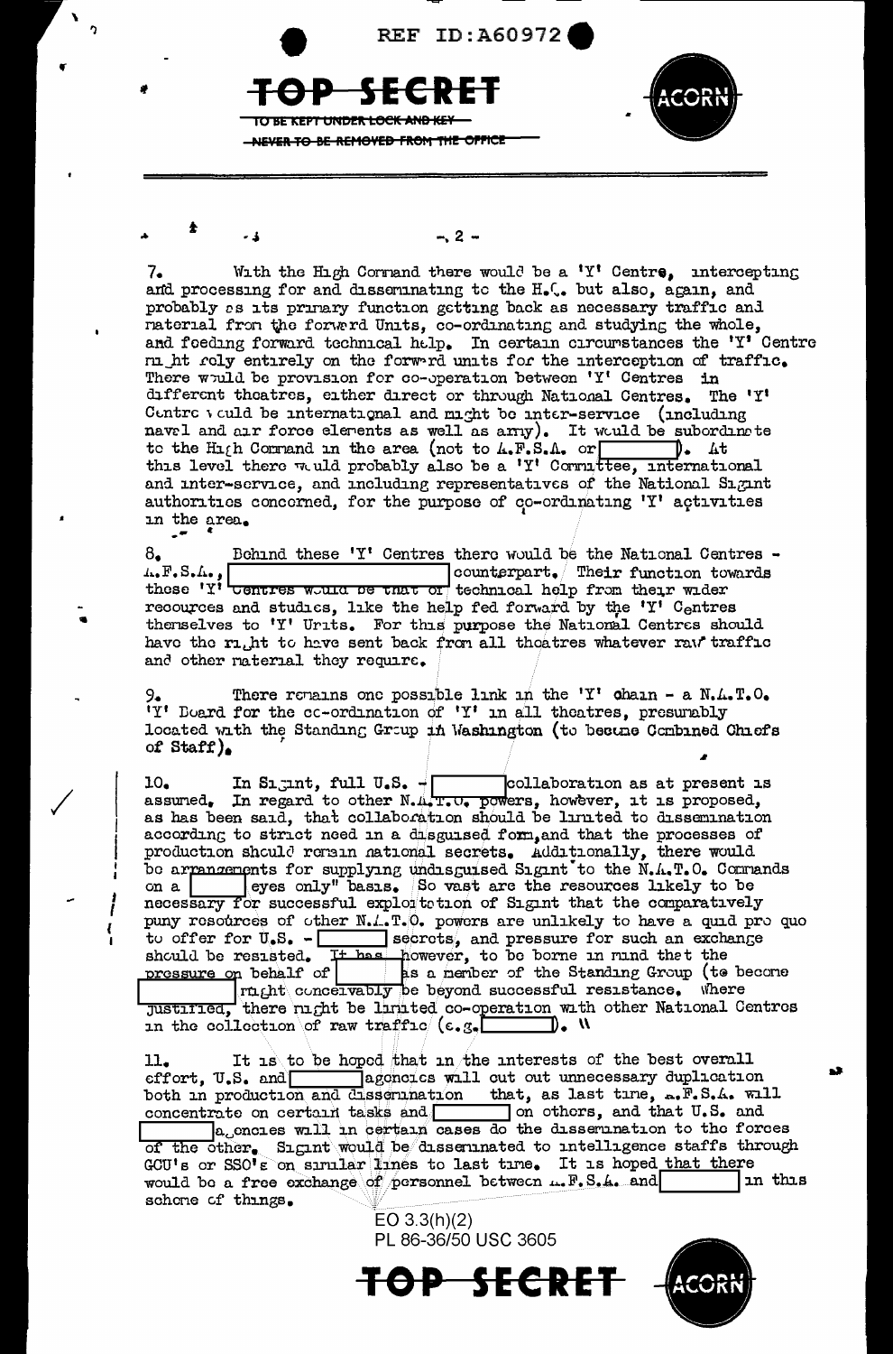**TOP SECRET**

TO BE KEPT UNDER LOCK AND KEY

NEVER TO BE REMOVED FROM THE OFFICE

ACORN

7. With the High Command there would be a 'Y' Centre, intercepting and processing for and disseminating to the H.C. but also, again, and probably as its primary function getting back as necessary traffic and material from the forward Units, co-ordinating and studying the whole, and feeding forward technical help. In certain circumstances the 'Y' Centre might rely entirely on the forward units for the interception of traffic. There would be provision for co-operation between 'Y' Centres in different theatres, either direct or through National Centres. The 'Y' Centre would be international and might be inter-service (including naval and air force elements as well as army). It would be subordinate to the High Command in the area (not to A.F.S.A. or [          ]). At this level there would probably also be a 'Y' Committee, international and inter-service, and including representatives of the National Sigint authorities concerned, for the purpose of co-ordinating 'Y' activities in the area.

8. Behind these 'Y' Centres there would be the National Centres - A.F.S.A., [          ] counterpart. Their function towards these 'Y' Centres would be that of technical help from their wider resources and studies, like the help fed forward by the 'Y' Centres themselves to 'Y' Units. For this purpose the National Centres should have the right to have sent back from all theatres whatever raw traffic and other material they require.

9. There remains one possible link in the 'Y' chain - a N.A.T.O. 'Y' Board for the co-ordination of 'Y' in all theatres, presumably located with the Standing Group in Washington (to become Combined Chiefs of Staff).

10. In Sigint, full U.S. - [          ] collaboration as at present is assumed. In regard to other N.A.T.O. powers, however, it is proposed, as has been said, that collaboration should be limited to dissemination according to strict need in a disguised form, and that the processes of production should remain national secrets. Additionally, there would be arrangements for supplying undisguised Sigint to the N.A.T.O. Commands on a [          ] eyes only" basis. So vast are the resources likely to be necessary for successful exploitation of Sigint that the comparatively puny resources of other N.A.T.O. powers are unlikely to have a quid pro quo to offer for U.S. - [          ] secrets, and pressure for such an exchange should be resisted. It has, however, to be borne in mind that the pressure on behalf of [          ] as a member of the Standing Group (to become [          ]) might conceivably be beyond successful resistance. Where justified, there might be limited co-operation with other National Centres in the collection of raw traffic (e.g. [          ]).

11. It is to be hoped that in the interests of the best overall effort, U.S. and [          ] agencies will cut out unnecessary duplication both in production and dissemination that, as last time, A.F.S.A. will concentrate on certain tasks and [          ] on others, and that U.S. and [          ] agencies will in certain cases do the dissemination to the forces of the other. Sigint would be disseminated to intelligence staffs through GCU's or SSO's on similar lines to last time. It is hoped that there would be a free exchange of personnel between A.F.S.A. and [          ] in this scheme of things.

EO 3.3(h)(2)
PL 86-36/50 USC 3605

**TOP SECRET** ACORN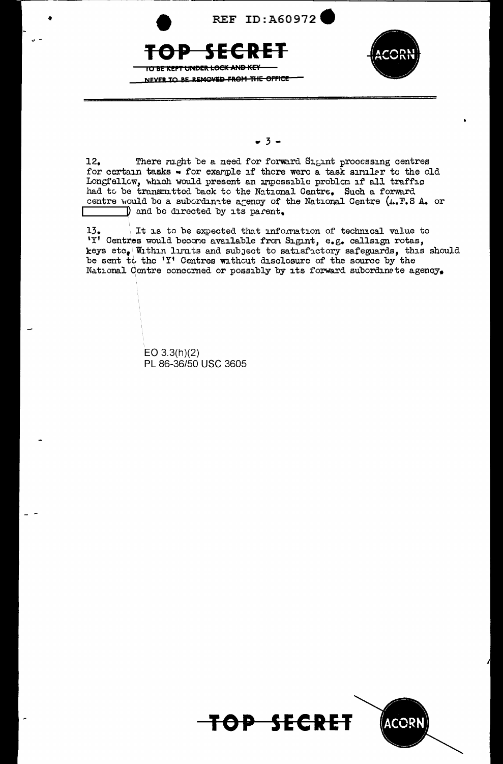12. There might be a need for forward Sigint processing centres for certain tasks - for example if there were a task similar to the old Longfellow, which would present an impossible problem if all traffic had to be transmitted back to the National Centre. Such a forward centre would be a subordinate agency of the National Centre (A.F.S.A. or [ ]) and be directed by its parent.

13. It is to be expected that information of technical value to 'Y' Centres would become available from Sigint, e.g. callsign rotas, keys etc. Within limits and subject to satisfactory safeguards, this should be sent to the 'Y' Centres without disclosure of the source by the National Centre concerned or possibly by its forward subordinate agency.

EO 3.3(h)(2)
PL 86-36/50 USC 3605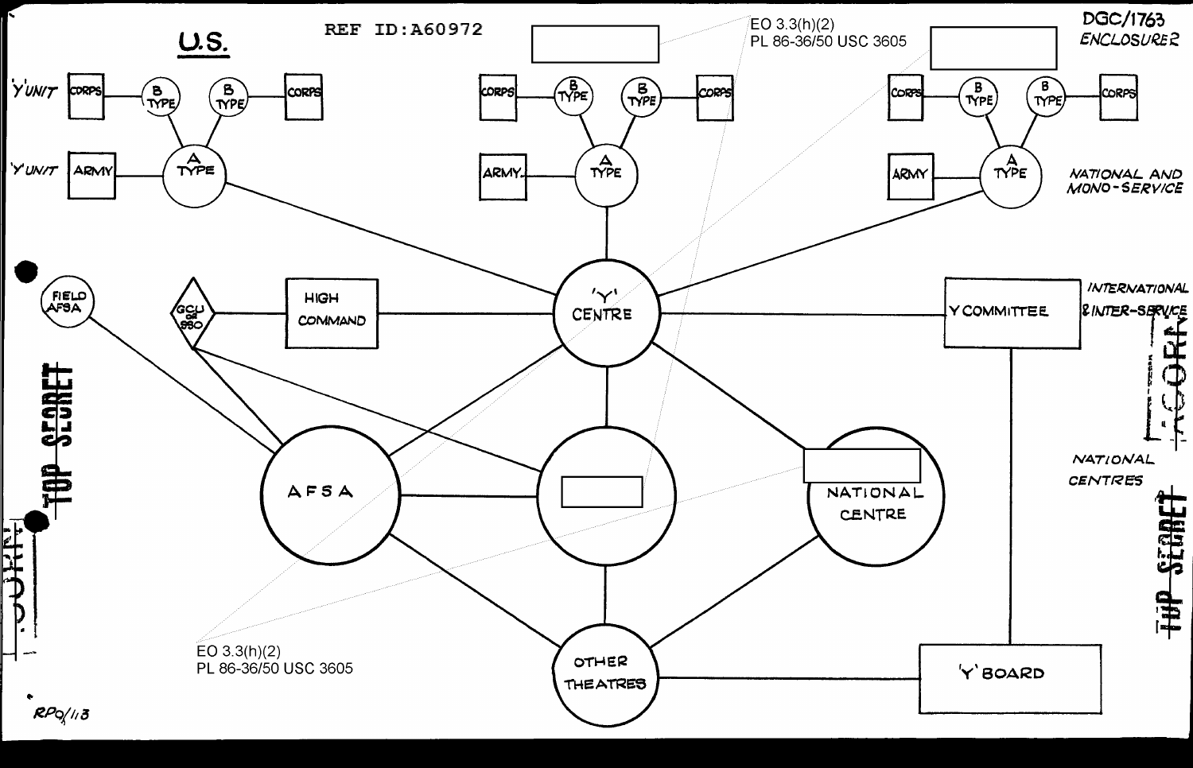REF ID:A60972

DGC/1763
ENCLOSURE 2

EO 3.3(h)(2)
PL 86-36/50 USC 3605

U.S.

'Y' UNIT — CORPS — B TYPE — B TYPE — CORPS

'Y' UNIT — ARMY — A TYPE

CORPS — B TYPE — B TYPE — CORPS

ARMY — A TYPE

CORPS — B TYPE — B TYPE — CORPS

ARMY — A TYPE

NATIONAL AND MONO-SERVICE

FIELD AFSA

GCU or SSO

HIGH COMMAND

'Y' CENTRE

Y COMMITTEE

INTERNATIONAL & INTER-SERVICE

AFSA

NATIONAL CENTRE

NATIONAL CENTRES

OTHER THEATRES

'Y' BOARD

EO 3.3(h)(2)
PL 86-36/50 USC 3605

TOP SECRET

RPO/113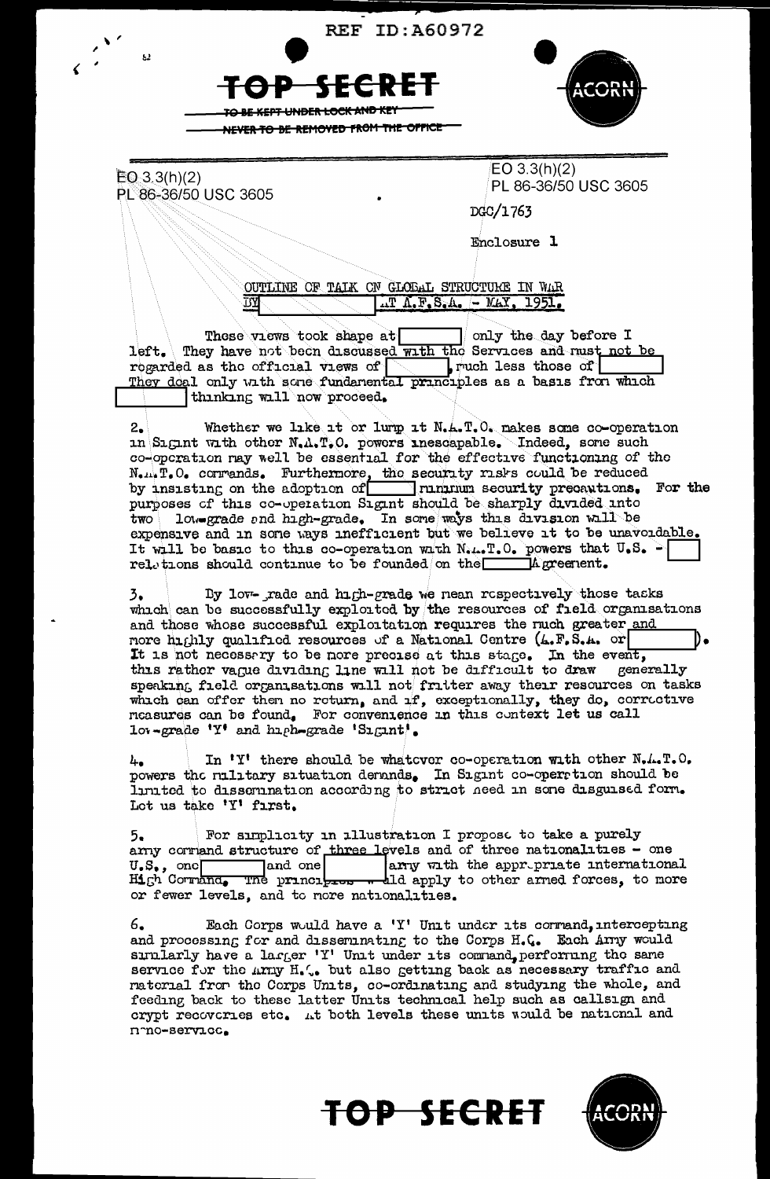REF ID:A60972

TOP SECRET

TO BE KEPT UNDER LOCK AND KEY

NEVER TO BE REMOVED FROM THE OFFICE

ACORN

EO 3.3(h)(2)
PL 86-36/50 USC 3605

EO 3.3(h)(2)
PL 86-36/50 USC 3605

DGC/1763

Enclosure 1

OUTLINE OF TALK ON GLOBAL STRUCTURE IN WAR
BY [          ] AT A.F.S.A. - MAY, 1951.

These views took shape at [          ] only the day before I left. They have not been discussed with the Services and must not be regarded as the official views of [          ], much less those of [          ] They deal only with some fundamental principles as a basis from which [          ] thinking will now proceed.

2. Whether we like it or lump it N.A.T.O. makes some co-operation in Sigint with other N.A.T.O. powers inescapable. Indeed, some such co-operation may well be essential for the effective functioning of the N.A.T.O. commands. Furthermore, the security risks could be reduced by insisting on the adoption of [          ] minimum security precautions. For the purposes of this co-operation Sigint should be sharply divided into two low-grade and high-grade. In some ways this division will be expensive and in some ways inefficient but we believe it to be unavoidable. It will be basic to this co-operation with N.A.T.O. powers that U.S. - [          ] relations should continue to be founded on the [          ] Agreement.

3. By low-grade and high-grade we mean respectively those tasks which can be successfully exploited by the resources of field organisations and those whose successful exploitation requires the much greater and more highly qualified resources of a National Centre (A.F.S.A. or [          ]). It is not necessary to be more precise at this stage. In the event, this rather vague dividing line will not be difficult to draw generally speaking field organisations will not fritter away their resources on tasks which can offer them no return, and if, exceptionally, they do, corrective measures can be found. For convenience in this context let us call low-grade 'Y' and high-grade 'Sigint'.

4. In 'Y' there should be whatever co-operation with other N.A.T.O. powers the military situation demands. In Sigint co-operation should be limited to dissemination according to strict need in some disguised form. Let us take 'Y' first.

5. For simplicity in illustration I propose to take a purely army command structure of three levels and of three nationalities - one U.S., one [          ] and one [          ] army with the appropriate international High Command. The principles would apply to other armed forces, to more or fewer levels, and to more nationalities.

6. Each Corps would have a 'Y' Unit under its command, intercepting and processing for and disseminating to the Corps H.Q. Each Army would similarly have a larger 'Y' Unit under its command, performing the same service for the Army H.Q. but also getting back as necessary traffic and material from the Corps Units, co-ordinating and studying the whole, and feeding back to these latter Units technical help such as callsign and crypt recoveries etc. At both levels these units would be national and mono-service.

TOP SECRET

ACORN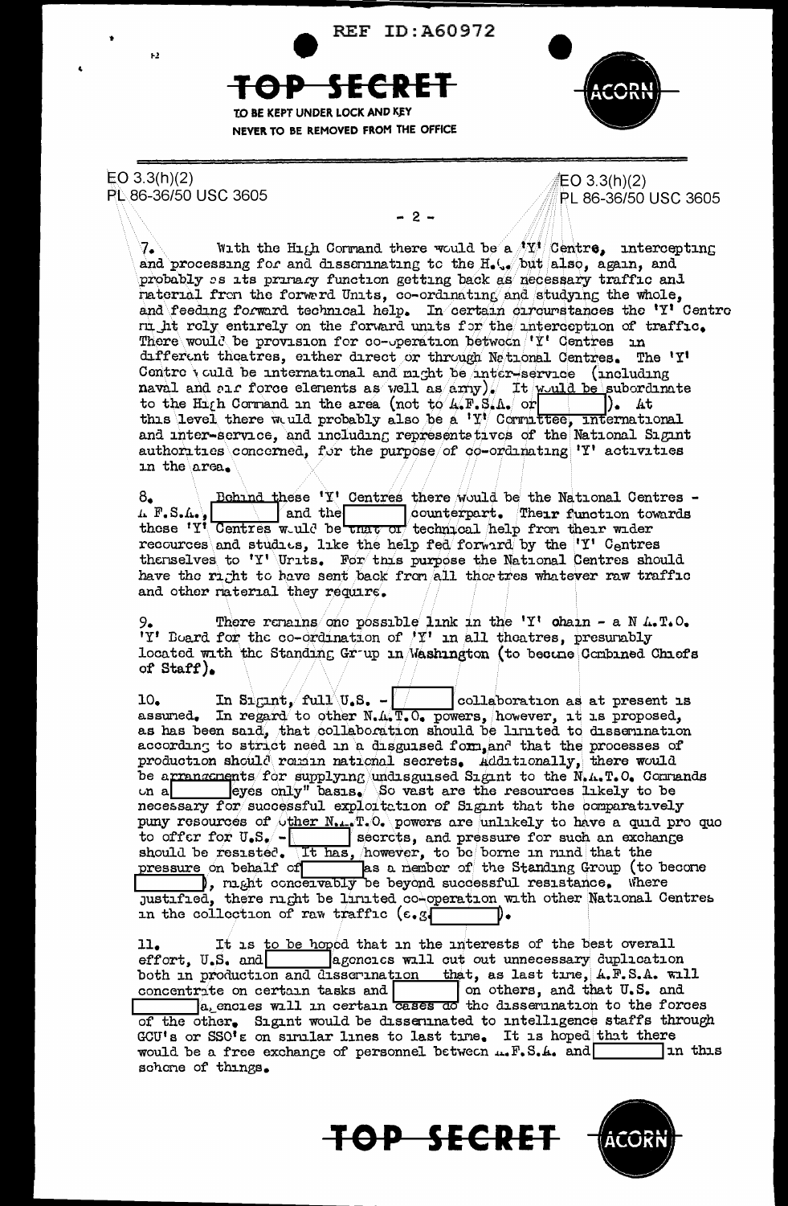REF ID:A60972

**TOP SECRET**

TO BE KEPT UNDER LOCK AND KEY
NEVER TO BE REMOVED FROM THE OFFICE

ACORN

EO 3.3(h)(2)
PL 86-36/50 USC 3605

EO 3.3(h)(2)
PL 86-36/50 USC 3605

7. With the High Command there would be a 'Y' Centre, intercepting and processing for and disseminating to the H.C. but also, again, and probably as its primary function getting back as necessary traffic and material from the forward Units, co-ordinating and studying the whole, and feeding forward technical help. In certain circumstances the 'Y' Centre might rely entirely on the forward units for the interception of traffic. There would be provision for co-operation between 'Y' Centres in different theatres, either direct or through National Centres. The 'Y' Centre would be international and might be inter-service (including naval and air force elements as well as army). It would be subordinate to the High Command in the area (not to A.F.S.A. or [ ]). At this level there would probably also be a 'Y' Committee, international and inter-service, and including representatives of the National Sigint authorities concerned, for the purpose of co-ordinating 'Y' activities in the area.

8. Behind these 'Y' Centres there would be the National Centres - A.F.S.A., [ ] and the [ ] counterpart. Their function towards these 'Y' Centres would be that of technical help from their wider resources and studies, like the help fed forward by the 'Y' Centres themselves to 'Y' Units. For this purpose the National Centres should have the right to have sent back from all theatres whatever raw traffic and other material they require.

9. There remains one possible link in the 'Y' chain - a N.A.T.O. 'Y' Board for the co-ordination of 'Y' in all theatres, presumably located with the Standing Group in Washington (to become Combined Chiefs of Staff).

10. In Sigint, full U.S. - [ ] collaboration as at present is assumed. In regard to other N.A.T.O. powers, however, it is proposed, as has been said, that collaboration should be limited to dissemination according to strict need in a disguised form, and that the processes of production should remain national secrets. Additionally, there would be arrangements for supplying undisguised Sigint to the N.A.T.O. Commands on a [ ] eyes only" basis. So vast are the resources likely to be necessary for successful exploitation of Sigint that the comparatively puny resources of other N.A.T.O. powers are unlikely to have a quid pro quo to offer for U.S. - [ ] secrets, and pressure for such an exchange should be resisted. It has, however, to be borne in mind that the pressure on behalf of [ ] as a member of the Standing Group (to become [ ]), might conceivably be beyond successful resistance. Where justified, there might be limited co-operation with other National Centres in the collection of raw traffic (e.g. [ ]).

11. It is to be hoped that in the interests of the best overall effort, U.S. and [ ] agencies will cut out unnecessary duplication both in production and dissemination that, as last time, A.F.S.A. will concentrate on certain tasks and [ ] on others, and that U.S. and [ ] agencies will in certain cases do the dissemination to the forces of the other. Sigint would be disseminated to intelligence staffs through GCU's or SSO's on similar lines to last time. It is hoped that there would be a free exchange of personnel between A.F.S.A. and [ ] in this scheme of things.

**TOP SECRET**

ACORN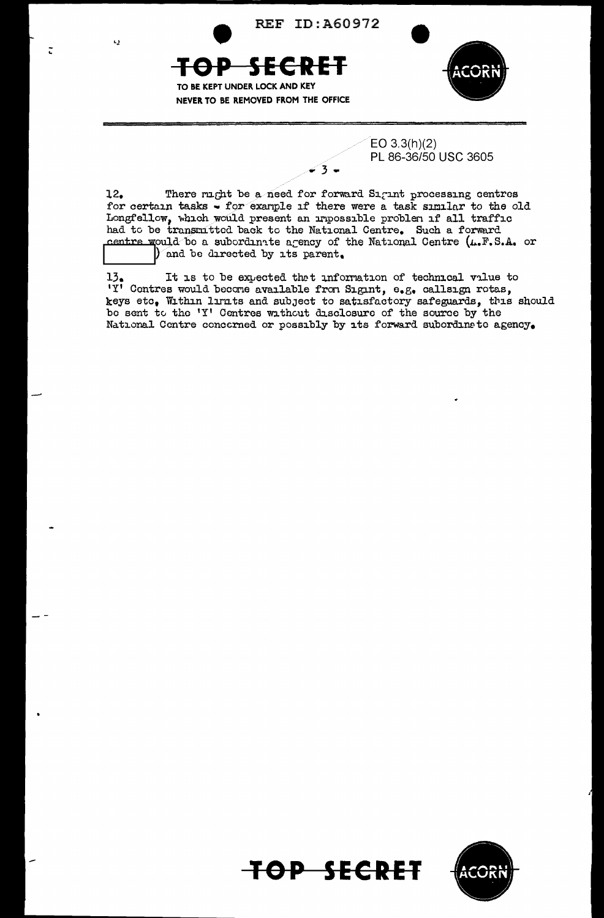REF ID:A60972

**TOP SECRET**

TO BE KEPT UNDER LOCK AND KEY

NEVER TO BE REMOVED FROM THE OFFICE

ACORN

EO 3.3(h)(2)
PL 86-36/50 USC 3605

12. There might be a need for forward Sigint processing centres for certain tasks - for example if there were a task similar to the old Longfellow, which would present an impossible problem if all traffic had to be transmitted back to the National Centre. Such a forward centre would be a subordinate agency of the National Centre (A.F.S.A. or [redacted]) and be directed by its parent.

13. It is to be expected that information of technical value to 'Y' Centres would become available from Sigint, e.g. callsign rotas, keys etc. Within limits and subject to satisfactory safeguards, this should be sent to the 'Y' Centres without disclosure of the source by the National Centre concerned or possibly by its forward subordinate agency.

**TOP SECRET**

ACORN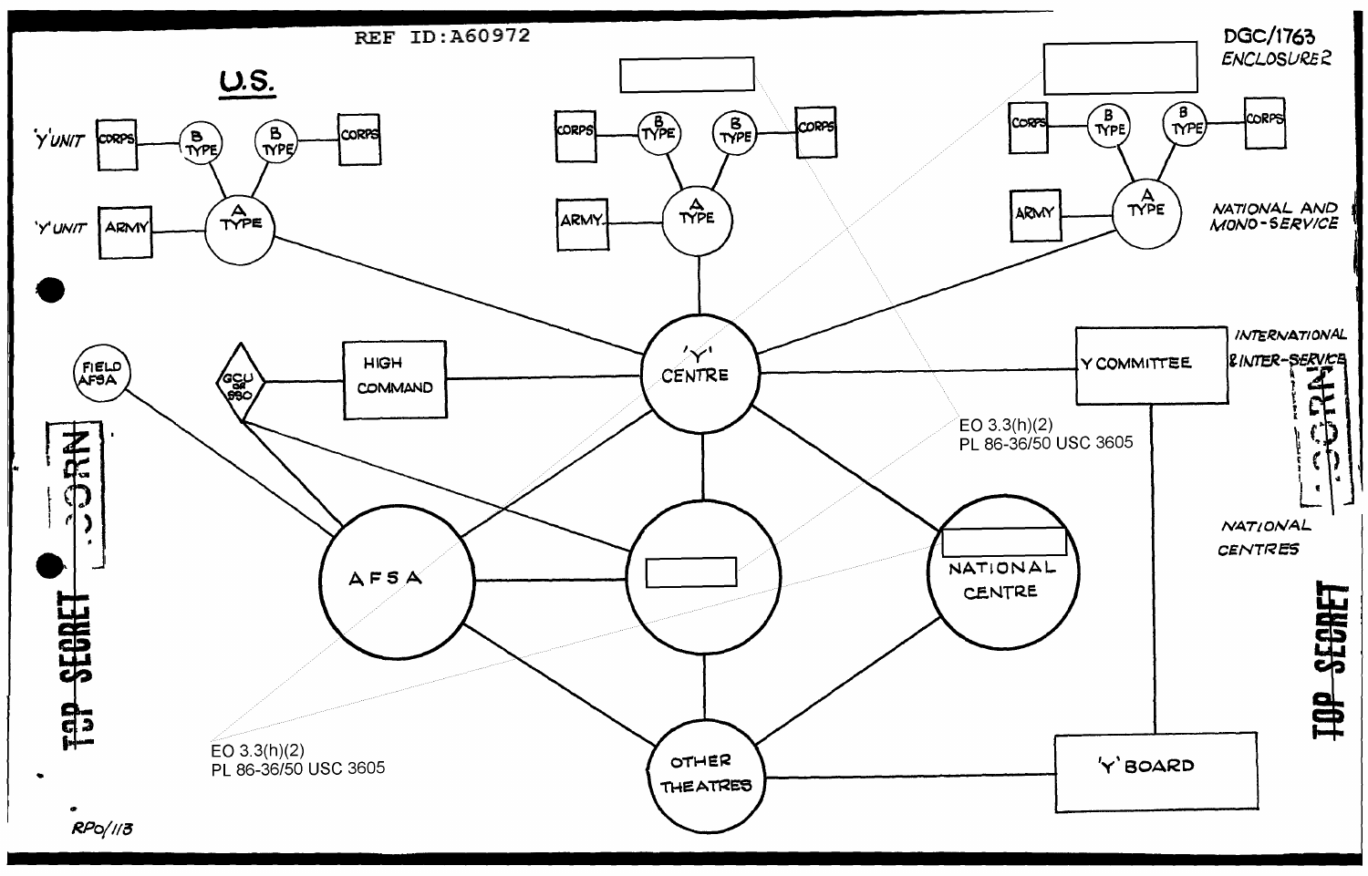REF ID:A60972

DGC/1763
ENCLOSURE 2

U.S.

'Y' UNIT
CORPS
B TYPE
B TYPE
CORPS

'Y' UNIT
ARMY
A TYPE

CORPS
B TYPE
B TYPE
CORPS
ARMY
A TYPE

CORPS
B TYPE
B TYPE
CORPS
ARMY
A TYPE

NATIONAL AND MONO-SERVICE

FIELD AFSA

GCU or SSO

HIGH COMMAND

'Y' CENTRE

Y COMMITTEE

INTERNATIONAL & INTER-SERVICE

EO 3.3(h)(2)
PL 86-36/50 USC 3605

AFSA

NATIONAL CENTRE

NATIONAL CENTRES

OTHER THEATRES

'Y' BOARD

EO 3.3(h)(2)
PL 86-36/50 USC 3605

TOP SECRET

TOP SECRET

RPO/113